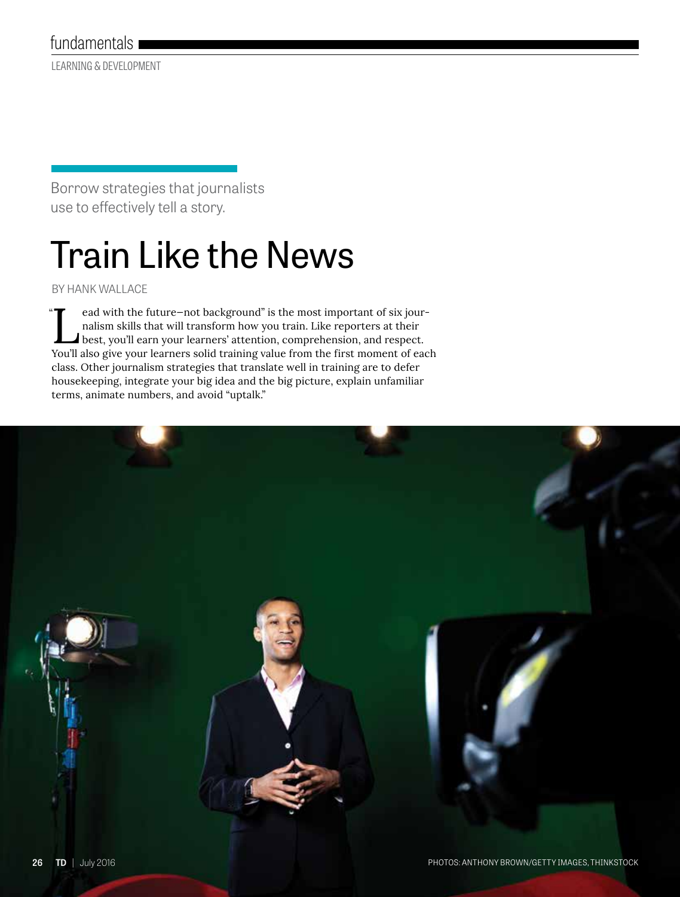fundamentals

LEARNING & DEVELOPMENT

Borrow strategies that journalists use to effectively tell a story.

# Train Like the News

BY HANK WALLACE

"Lead with the future—not background" is the most important of six journalism skills that will transform how you train. Like reporters at their best, you'll earn your learners' attention, comprehension, and respect. You'll also give your learners solid training value from the first moment of each class. Other journalism strategies that translate well in training are to defer housekeeping, integrate your big idea and the big picture, explain unfamiliar terms, animate numbers, and avoid "uptalk."

PHOTOS: ANTHONY BROWN/GETTY IMAGES, THINKSTOCK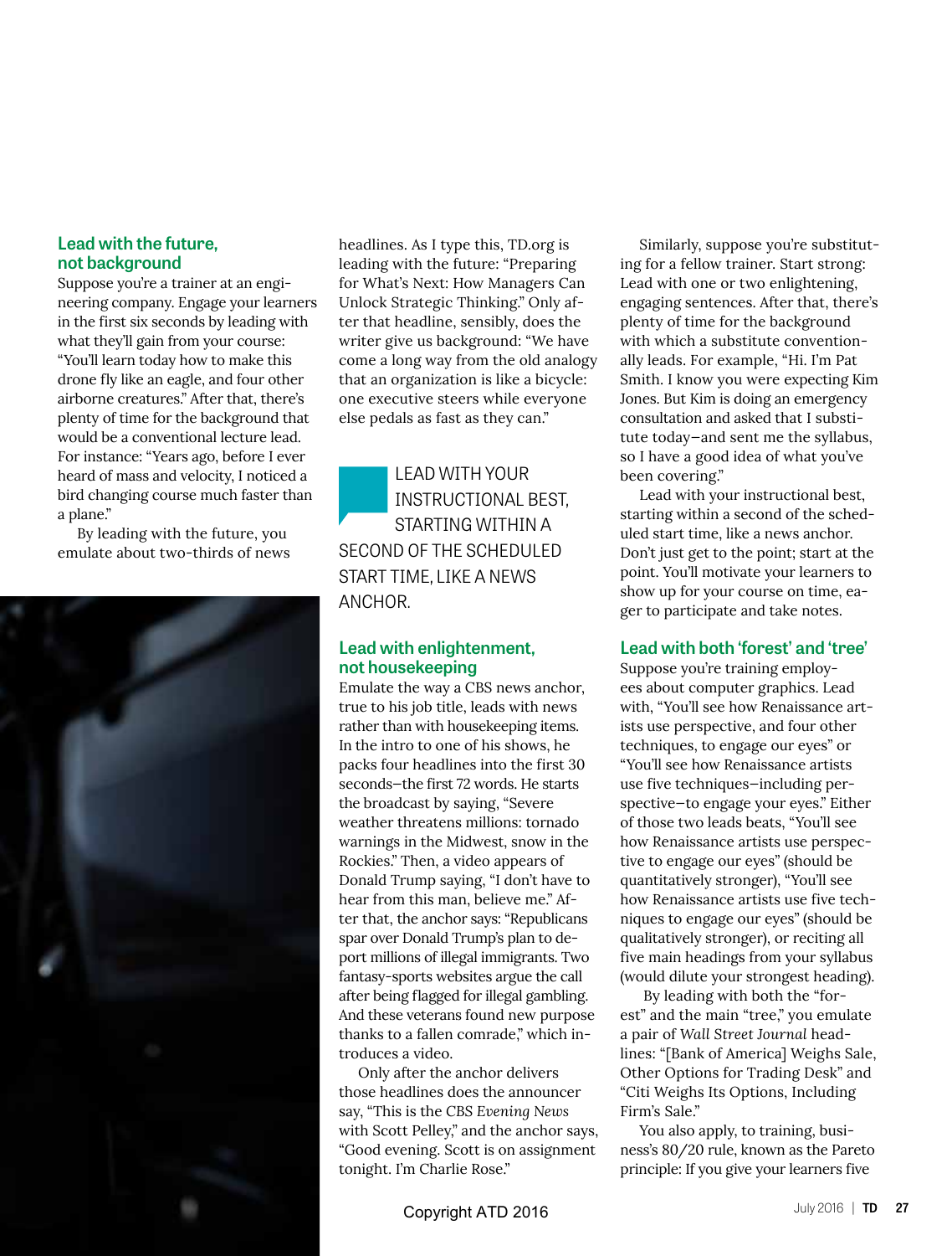### Lead with the future, not background

Suppose you're a trainer at an engineering company. Engage your learners in the first six seconds by leading with what they'll gain from your course: "You'll learn today how to make this drone fly like an eagle, and four other airborne creatures." After that, there's plenty of time for the background that would be a conventional lecture lead. For instance: "Years ago, before I ever heard of mass and velocity, I noticed a bird changing course much faster than a plane."

By leading with the future, you emulate about two-thirds of news headlines. As I type this, TD.org is leading with the future: "Preparing for What's Next: How Managers Can Unlock Strategic Thinking." Only after that headline, sensibly, does the writer give us background: "We have come a long way from the old analogy that an organization is like a bicycle: one executive steers while everyone else pedals as fast as they can."

> LEAD WITH YOUR INSTRUCTIONAL BEST, STARTING WITHIN A SECOND OF THE SCHEDULED START TIME, LIKE A NEWS ANCHOR.

### Lead with enlightenment, not housekeeping

Emulate the way a CBS news anchor, true to his job title, leads with news rather than with housekeeping items. In the intro to one of his shows, he packs four headlines into the first 30 seconds—the first 72 words. He starts the broadcast by saying, "Severe weather threatens millions: tornado warnings in the Midwest, snow in the Rockies." Then, a video appears of Donald Trump saying, "I don't have to hear from this man, believe me." After that, the anchor says: "Republicans spar over Donald Trump's plan to deport millions of illegal immigrants. Two fantasy-sports websites argue the call after being flagged for illegal gambling. And these veterans found new purpose thanks to a fallen comrade," which introduces a video.

Only after the anchor delivers those headlines does the announcer say, "This is the CBS *Evening News* with Scott Pelley," and the anchor says, "Good evening. Scott is on assignment tonight. I'm Charlie Rose."

Similarly, suppose you're substituting for a fellow trainer. Start strong: Lead with one or two enlightening, engaging sentences. After that, there's plenty of time for the background with which a substitute conventionally leads. For example, "Hi. I'm Pat Smith. I know you were expecting Kim Jones. But Kim is doing an emergency consultation and asked that I substitute today—and sent me the syllabus, so I have a good idea of what you've been covering."

Lead with your instructional best, starting within a second of the scheduled start time, like a news anchor. Don't just get to the point; start at the point. You'll motivate your learners to show up for your course on time, eager to participate and take notes.

### Lead with both 'forest' and 'tree'

Suppose you're training employees about computer graphics. Lead with, "You'll see how Renaissance artists use perspective, and four other techniques, to engage our eyes" or "You'll see how Renaissance artists use five techniques—including perspective—to engage your eyes." Either of those two leads beats, "You'll see how Renaissance artists use perspective to engage our eyes" (should be quantitatively stronger), "You'll see how Renaissance artists use five techniques to engage our eyes" (should be qualitatively stronger), or reciting all five main headings from your syllabus (would dilute your strongest heading).

By leading with both the "forest" and the main "tree," you emulate a pair of *Wall Street Journal* headlines: "[Bank of America] Weighs Sale, Other Options for Trading Desk" and "Citi Weighs Its Options, Including Firm's Sale."

You also apply, to training, business's 80/20 rule, known as the Pareto principle: If you give your learners five

Copyright ATD 2016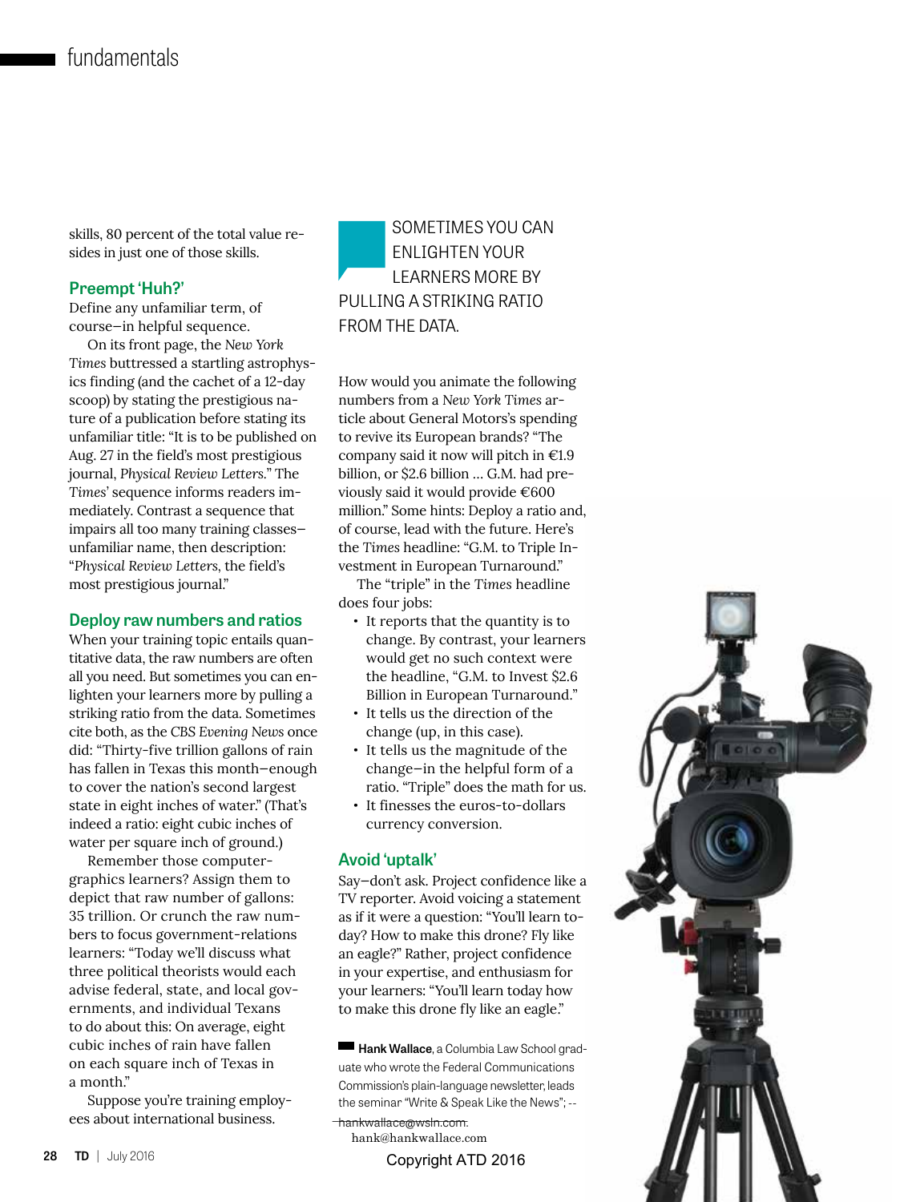skills, 80 percent of the total value resides in just one of those skills.

### Preempt 'Huh?'

Define any unfamiliar term, of course—in helpful sequence.

On its front page, the *New York Times* buttressed a startling astrophysics finding (and the cachet of a 12-day scoop) by stating the prestigious nature of a publication before stating its unfamiliar title: "It is to be published on Aug. 27 in the field's most prestigious journal, *Physical Review Letters*." The *Times*' sequence informs readers immediately. Contrast a sequence that impairs all too many training classes—unfamiliar name, then description: "*Physical Review Letters*, the field's most prestigious journal."

### Deploy raw numbers and ratios

When your training topic entails quantitative data, the raw numbers are often all you need. But sometimes you can enlighten your learners more by pulling a striking ratio from the data. Sometimes cite both, as the *CBS Evening News* once did: "Thirty-five trillion gallons of rain has fallen in Texas this month—enough to cover the nation's second largest state in eight inches of water." (That's indeed a ratio: eight cubic inches of water per square inch of ground.)

Remember those computer-graphics learners? Assign them to depict that raw number of gallons: 35 trillion. Or crunch the raw numbers to focus government-relations learners: "Today we'll discuss what three political theorists would each advise federal, state, and local governments, and individual Texans to do about this: On average, eight cubic inches of rain have fallen on each square inch of Texas in a month."

Suppose you're training employees about international business.

SOMETIMES YOU CAN ENLIGHTEN YOUR LEARNERS MORE BY PULLING A STRIKING RATIO FROM THE DATA.

How would you animate the following numbers from a *New York Times* article about General Motors's spending to revive its European brands? "The company said it now will pitch in €1.9 billion, or $2.6 billion … G.M. had previously said it would provide €600 million." Some hints: Deploy a ratio and, of course, lead with the future. Here's the *Times* headline: "G.M. to Triple Investment in European Turnaround."

The "triple" in the *Times* headline does four jobs:

- It reports that the quantity is to change. By contrast, your learners would get no such context were the headline, "G.M. to Invest $2.6 Billion in European Turnaround."
- It tells us the direction of the change (up, in this case).
- It tells us the magnitude of the change—in the helpful form of a ratio. "Triple" does the math for us.
- It finesses the euros-to-dollars currency conversion.

### Avoid 'uptalk'

Say—don't ask. Project confidence like a TV reporter. Avoid voicing a statement as if it were a question: "You'll learn today? How to make this drone? Fly like an eagle?" Rather, project confidence in your expertise, and enthusiasm for your learners: "You'll learn today how to make this drone fly like an eagle."

**Hank Wallace**, a Columbia Law School graduate who wrote the Federal Communications Commission's plain-language newsletter, leads the seminar "Write & Speak Like the News"; ~~hankwallace@wsln.com.~~
hank@hankwallace.com

Copyright ATD 2016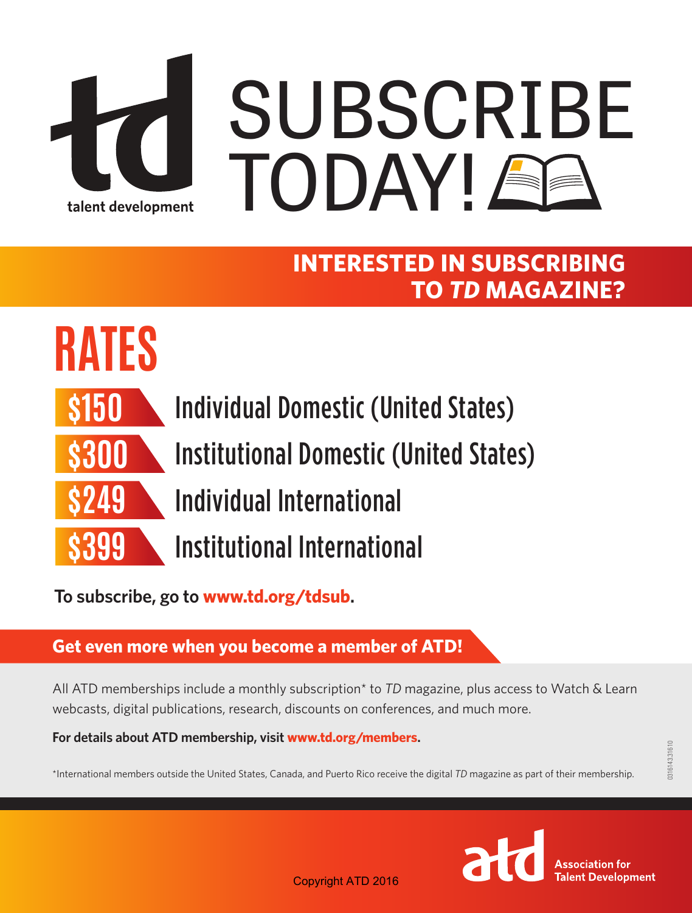td talent development

# SUBSCRIBE TODAY!

## INTERESTED IN SUBSCRIBING TO *TD* MAGAZINE?

# RATES

| | |
|---|---|
| $150 | Individual Domestic (United States) |
| $300 | Institutional Domestic (United States) |
| $249 | Individual International |
| $399 | Institutional International |

**To subscribe, go to www.td.org/tdsub.**

### Get even more when you become a member of ATD!

All ATD memberships include a monthly subscription* to *TD* magazine, plus access to Watch & Learn webcasts, digital publications, research, discounts on conferences, and much more.

**For details about ATD membership, visit www.td.org/members.**

*International members outside the United States, Canada, and Puerto Rico receive the digital *TD* magazine as part of their membership.

031614.31610

Copyright ATD 2016

atd Association for Talent Development